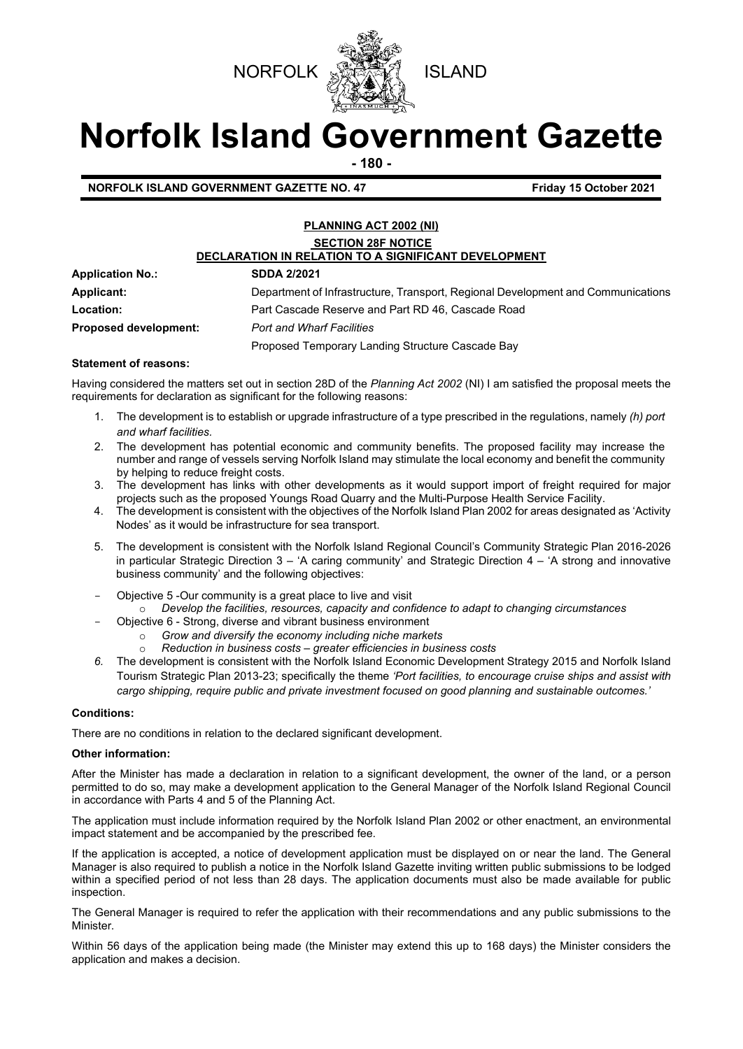NORFOLK ISLAND

# Norfolk Island Government Gazette

**- 180 -**

**NORFOLK ISLAND GOVERNMENT GAZETTE NO. 47** **Friday 15 October 2021**

## PLANNING ACT 2002 (NI)
### SECTION 28F NOTICE
### DECLARATION IN RELATION TO A SIGNIFICANT DEVELOPMENT

**Application No.:** **SDDA 2/2021**

**Applicant:** Department of Infrastructure, Transport, Regional Development and Communications

**Location:** Part Cascade Reserve and Part RD 46, Cascade Road

**Proposed development:** *Port and Wharf Facilities*

Proposed Temporary Landing Structure Cascade Bay

**Statement of reasons:**

Having considered the matters set out in section 28D of the *Planning Act 2002* (NI) I am satisfied the proposal meets the requirements for declaration as significant for the following reasons:

1. The development is to establish or upgrade infrastructure of a type prescribed in the regulations, namely *(h) port and wharf facilities.*
2. The development has potential economic and community benefits. The proposed facility may increase the number and range of vessels serving Norfolk Island may stimulate the local economy and benefit the community by helping to reduce freight costs.
3. The development has links with other developments as it would support import of freight required for major projects such as the proposed Youngs Road Quarry and the Multi-Purpose Health Service Facility.
4. The development is consistent with the objectives of the Norfolk Island Plan 2002 for areas designated as 'Activity Nodes' as it would be infrastructure for sea transport.
5. The development is consistent with the Norfolk Island Regional Council's Community Strategic Plan 2016-2026 in particular Strategic Direction 3 – 'A caring community' and Strategic Direction 4 – 'A strong and innovative business community' and the following objectives:

- Objective 5 -Our community is a great place to live and visit
  - *Develop the facilities, resources, capacity and confidence to adapt to changing circumstances*
- Objective 6 - Strong, diverse and vibrant business environment
  - *Grow and diversify the economy including niche markets*
  - *Reduction in business costs – greater efficiencies in business costs*

6. The development is consistent with the Norfolk Island Economic Development Strategy 2015 and Norfolk Island Tourism Strategic Plan 2013-23; specifically the theme *'Port facilities, to encourage cruise ships and assist with cargo shipping, require public and private investment focused on good planning and sustainable outcomes.'*

**Conditions:**

There are no conditions in relation to the declared significant development.

**Other information:**

After the Minister has made a declaration in relation to a significant development, the owner of the land, or a person permitted to do so, may make a development application to the General Manager of the Norfolk Island Regional Council in accordance with Parts 4 and 5 of the Planning Act.

The application must include information required by the Norfolk Island Plan 2002 or other enactment, an environmental impact statement and be accompanied by the prescribed fee.

If the application is accepted, a notice of development application must be displayed on or near the land. The General Manager is also required to publish a notice in the Norfolk Island Gazette inviting written public submissions to be lodged within a specified period of not less than 28 days. The application documents must also be made available for public inspection.

The General Manager is required to refer the application with their recommendations and any public submissions to the Minister.

Within 56 days of the application being made (the Minister may extend this up to 168 days) the Minister considers the application and makes a decision.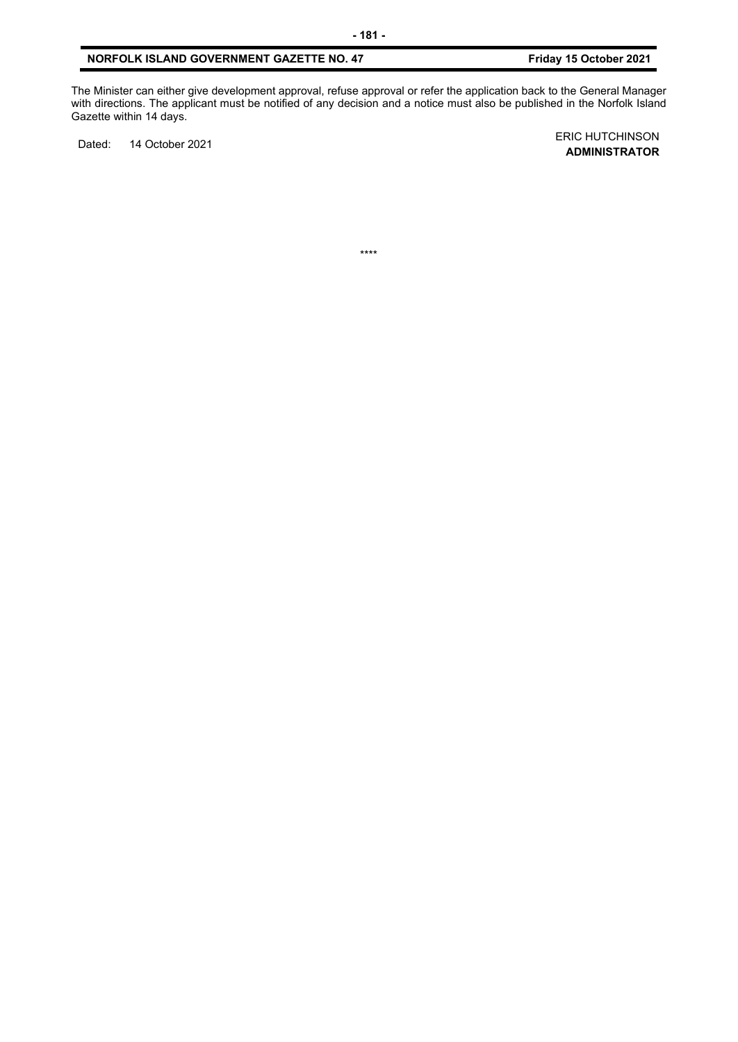The Minister can either give development approval, refuse approval or refer the application back to the General Manager with directions. The applicant must be notified of any decision and a notice must also be published in the Norfolk Island Gazette within 14 days.

Dated: 14 October 2021

ERIC HUTCHINSON
**ADMINISTRATOR**

****